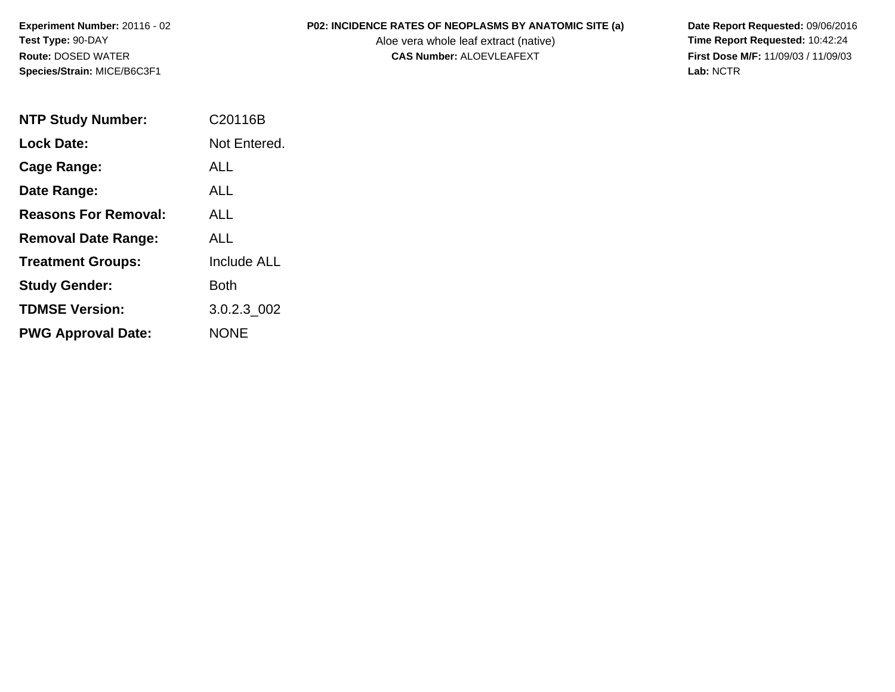**Experiment Number:** 20116 - 02
**Test Type:** 90-DAY
**Route:** DOSED WATER
**Species/Strain:** MICE/B6C3F1

**P02: INCIDENCE RATES OF NEOPLASMS BY ANATOMIC SITE (a)**
Aloe vera whole leaf extract (native)
**CAS Number:** ALOEVLEAFEXT

**Date Report Requested:** 09/06/2016
**Time Report Requested:** 10:42:24
**First Dose M/F:** 11/09/03 / 11/09/03
**Lab:** NCTR

| | |
|---|---|
| **NTP Study Number:** | C20116B |
| **Lock Date:** | Not Entered. |
| **Cage Range:** | ALL |
| **Date Range:** | ALL |
| **Reasons For Removal:** | ALL |
| **Removal Date Range:** | ALL |
| **Treatment Groups:** | Include ALL |
| **Study Gender:** | Both |
| **TDMSE Version:** | 3.0.2.3_002 |
| **PWG Approval Date:** | NONE |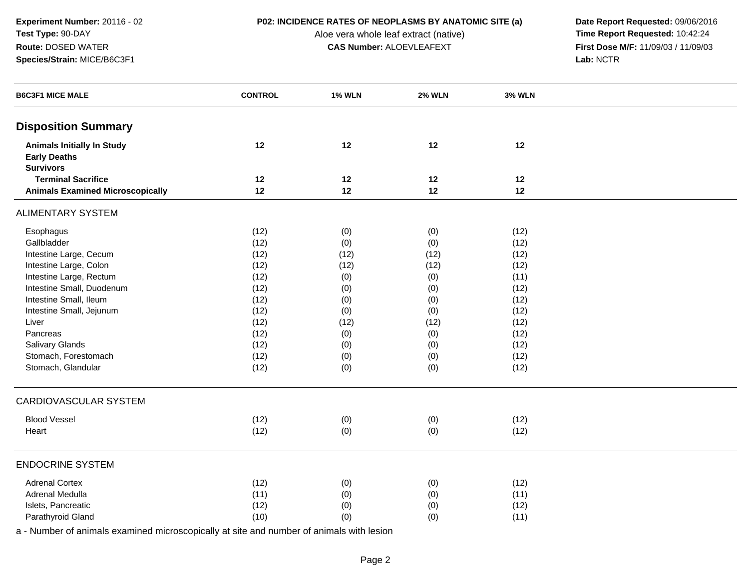**Experiment Number:** 20116 - 02
**Test Type:** 90-DAY
**Route:** DOSED WATER
**Species/Strain:** MICE/B6C3F1

**P02: INCIDENCE RATES OF NEOPLASMS BY ANATOMIC SITE (a)**
Aloe vera whole leaf extract (native)
**CAS Number:** ALOEVLEAFEXT

**Date Report Requested:** 09/06/2016
**Time Report Requested:** 10:42:24
**First Dose M/F:** 11/09/03 / 11/09/03
**Lab:** NCTR

| B6C3F1 MICE MALE | CONTROL | 1% WLN | 2% WLN | 3% WLN |
|---|---|---|---|---|
| **Disposition Summary** | | | | |
| **Animals Initially In Study** | 12 | 12 | 12 | 12 |
| **Early Deaths** | | | | |
| **Survivors** | | | | |
| **Terminal Sacrifice** | 12 | 12 | 12 | 12 |
| **Animals Examined Microscopically** | 12 | 12 | 12 | 12 |
| ALIMENTARY SYSTEM | | | | |
| Esophagus | (12) | (0) | (0) | (12) |
| Gallbladder | (12) | (0) | (0) | (12) |
| Intestine Large, Cecum | (12) | (12) | (12) | (12) |
| Intestine Large, Colon | (12) | (12) | (12) | (12) |
| Intestine Large, Rectum | (12) | (0) | (0) | (11) |
| Intestine Small, Duodenum | (12) | (0) | (0) | (12) |
| Intestine Small, Ileum | (12) | (0) | (0) | (12) |
| Intestine Small, Jejunum | (12) | (0) | (0) | (12) |
| Liver | (12) | (12) | (12) | (12) |
| Pancreas | (12) | (0) | (0) | (12) |
| Salivary Glands | (12) | (0) | (0) | (12) |
| Stomach, Forestomach | (12) | (0) | (0) | (12) |
| Stomach, Glandular | (12) | (0) | (0) | (12) |
| CARDIOVASCULAR SYSTEM | | | | |
| Blood Vessel | (12) | (0) | (0) | (12) |
| Heart | (12) | (0) | (0) | (12) |
| ENDOCRINE SYSTEM | | | | |
| Adrenal Cortex | (12) | (0) | (0) | (12) |
| Adrenal Medulla | (11) | (0) | (0) | (11) |
| Islets, Pancreatic | (12) | (0) | (0) | (12) |
| Parathyroid Gland | (10) | (0) | (0) | (11) |

a - Number of animals examined microscopically at site and number of animals with lesion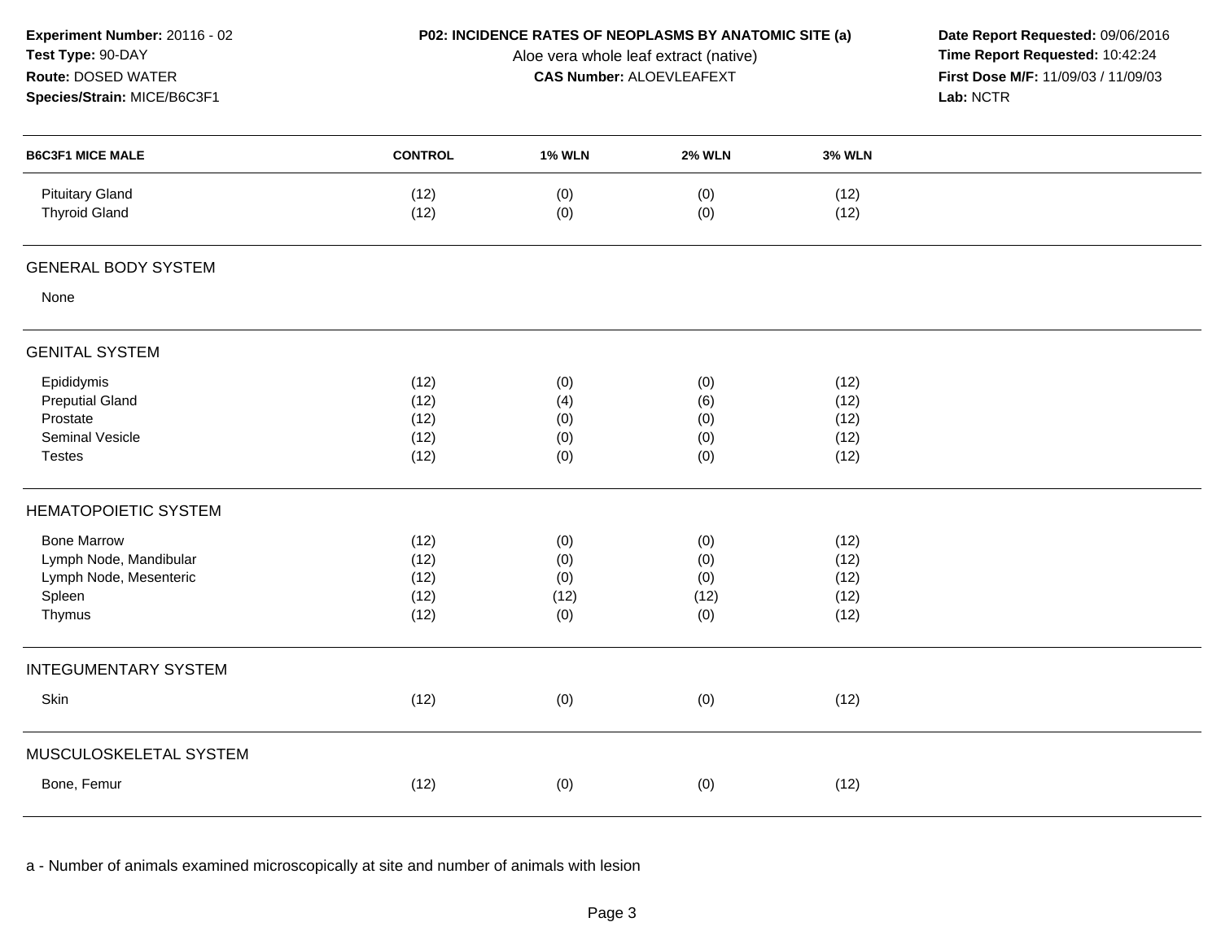**Experiment Number:** 20116 - 02
**Test Type:** 90-DAY
**Route:** DOSED WATER
**Species/Strain:** MICE/B6C3F1

**P02: INCIDENCE RATES OF NEOPLASMS BY ANATOMIC SITE (a)**
Aloe vera whole leaf extract (native)
**CAS Number:** ALOEVLEAFEXT

**Date Report Requested:** 09/06/2016
**Time Report Requested:** 10:42:24
**First Dose M/F:** 11/09/03 / 11/09/03
**Lab:** NCTR

| B6C3F1 MICE MALE | CONTROL | 1% WLN | 2% WLN | 3% WLN |
|---|---|---|---|---|
| Pituitary Gland | (12) | (0) | (0) | (12) |
| Thyroid Gland | (12) | (0) | (0) | (12) |
| **GENERAL BODY SYSTEM** | | | | |
| None | | | | |
| **GENITAL SYSTEM** | | | | |
| Epididymis | (12) | (0) | (0) | (12) |
| Preputial Gland | (12) | (4) | (6) | (12) |
| Prostate | (12) | (0) | (0) | (12) |
| Seminal Vesicle | (12) | (0) | (0) | (12) |
| Testes | (12) | (0) | (0) | (12) |
| **HEMATOPOIETIC SYSTEM** | | | | |
| Bone Marrow | (12) | (0) | (0) | (12) |
| Lymph Node, Mandibular | (12) | (0) | (0) | (12) |
| Lymph Node, Mesenteric | (12) | (0) | (0) | (12) |
| Spleen | (12) | (12) | (12) | (12) |
| Thymus | (12) | (0) | (0) | (12) |
| **INTEGUMENTARY SYSTEM** | | | | |
| Skin | (12) | (0) | (0) | (12) |
| **MUSCULOSKELETAL SYSTEM** | | | | |
| Bone, Femur | (12) | (0) | (0) | (12) |

a - Number of animals examined microscopically at site and number of animals with lesion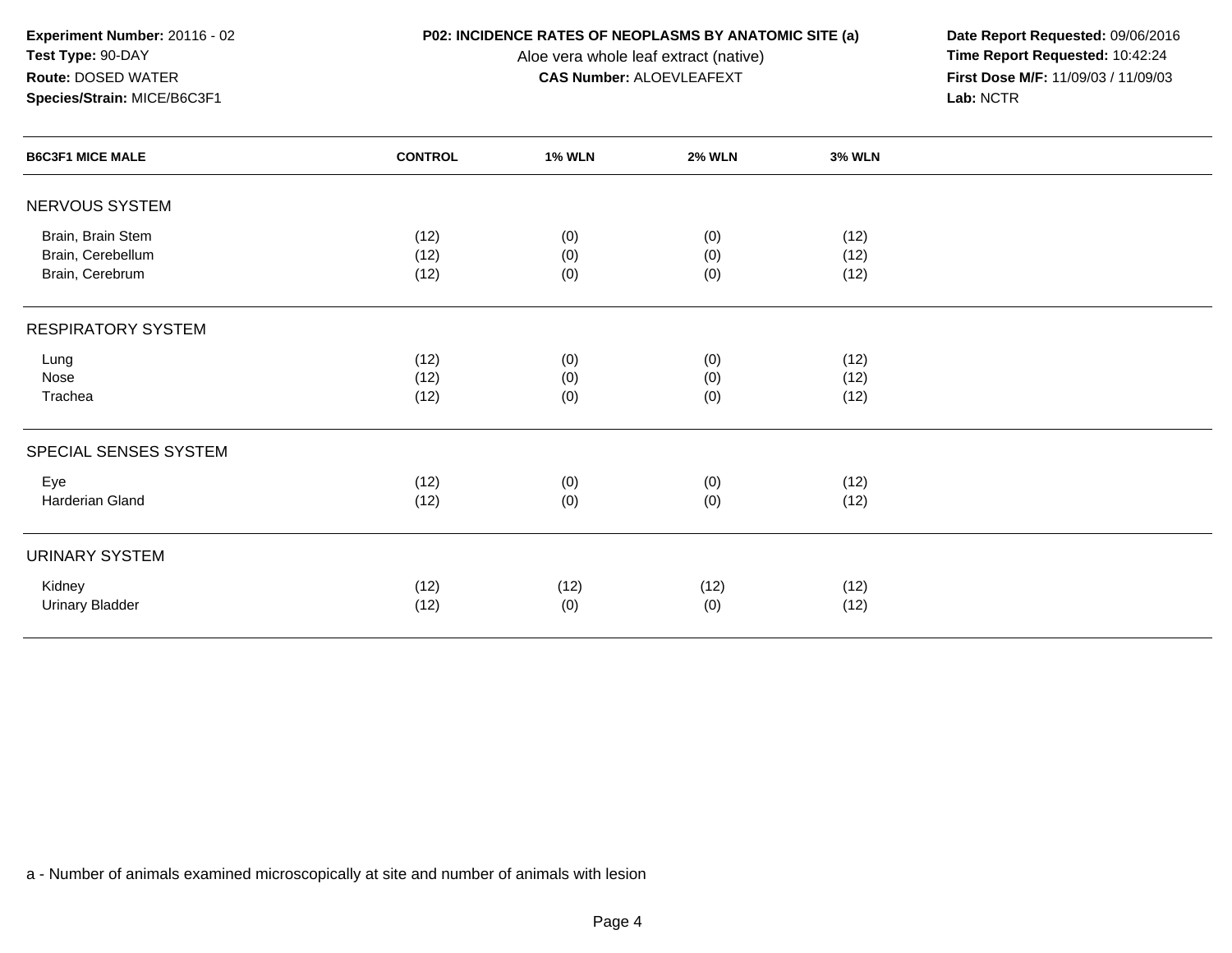**Experiment Number:** 20116 - 02
**Test Type:** 90-DAY
**Route:** DOSED WATER
**Species/Strain:** MICE/B6C3F1

**P02: INCIDENCE RATES OF NEOPLASMS BY ANATOMIC SITE (a)**
Aloe vera whole leaf extract (native)
**CAS Number:** ALOEVLEAFEXT

**Date Report Requested:** 09/06/2016
**Time Report Requested:** 10:42:24
**First Dose M/F:** 11/09/03 / 11/09/03
**Lab:** NCTR

| B6C3F1 MICE MALE | CONTROL | 1% WLN | 2% WLN | 3% WLN |
|---|---|---|---|---|
| NERVOUS SYSTEM | | | | |
| Brain, Brain Stem | (12) | (0) | (0) | (12) |
| Brain, Cerebellum | (12) | (0) | (0) | (12) |
| Brain, Cerebrum | (12) | (0) | (0) | (12) |
| RESPIRATORY SYSTEM | | | | |
| Lung | (12) | (0) | (0) | (12) |
| Nose | (12) | (0) | (0) | (12) |
| Trachea | (12) | (0) | (0) | (12) |
| SPECIAL SENSES SYSTEM | | | | |
| Eye | (12) | (0) | (0) | (12) |
| Harderian Gland | (12) | (0) | (0) | (12) |
| URINARY SYSTEM | | | | |
| Kidney | (12) | (12) | (12) | (12) |
| Urinary Bladder | (12) | (0) | (0) | (12) |

a - Number of animals examined microscopically at site and number of animals with lesion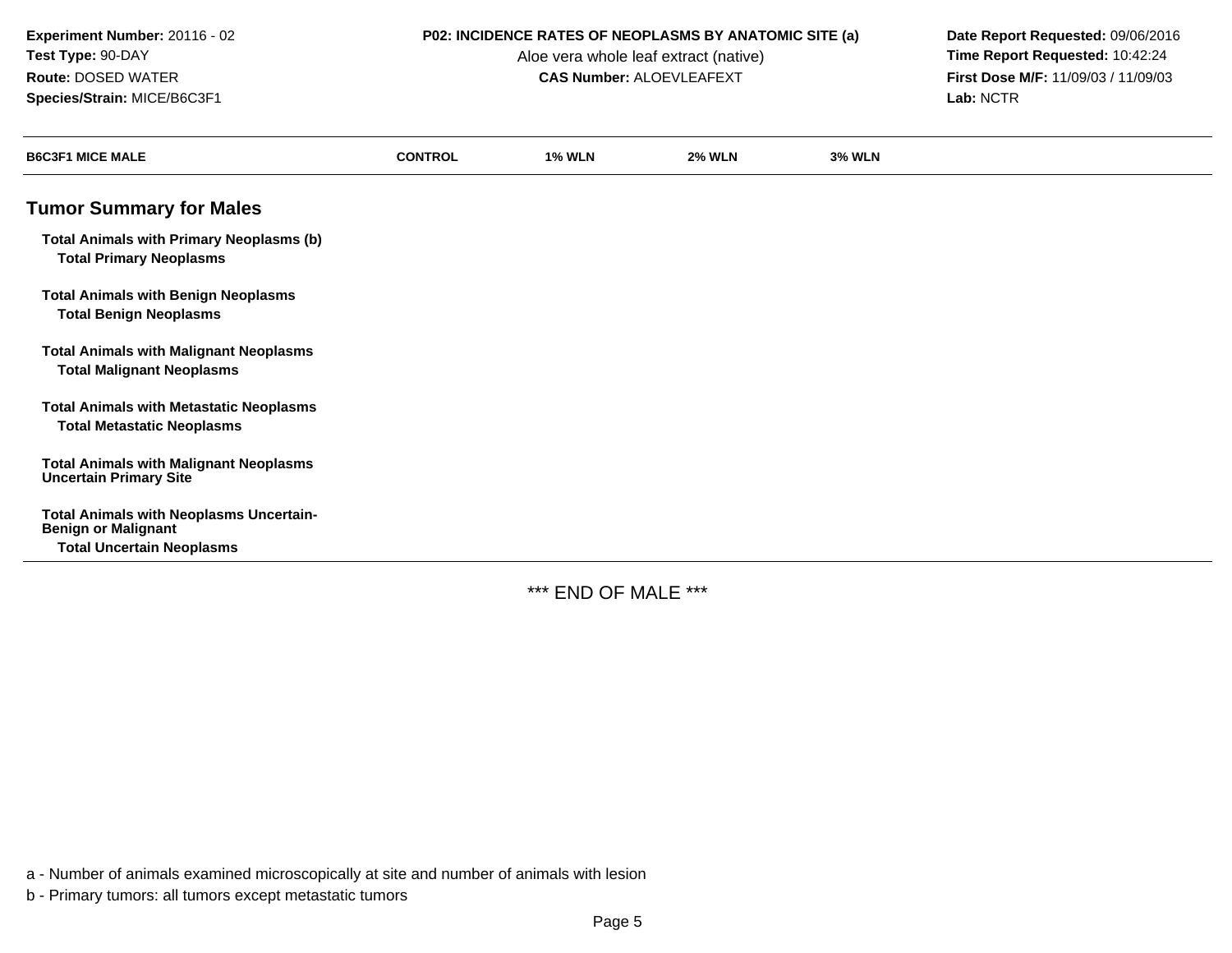**Experiment Number:** 20116 - 02
**Test Type:** 90-DAY
**Route:** DOSED WATER
**Species/Strain:** MICE/B6C3F1

**P02: INCIDENCE RATES OF NEOPLASMS BY ANATOMIC SITE (a)**
Aloe vera whole leaf extract (native)
**CAS Number:** ALOEVLEAFEXT

**Date Report Requested:** 09/06/2016
**Time Report Requested:** 10:42:24
**First Dose M/F:** 11/09/03 / 11/09/03
**Lab:** NCTR

| B6C3F1 MICE MALE | CONTROL | 1% WLN | 2% WLN | 3% WLN |
|---|---|---|---|---|
| **Tumor Summary for Males** | | | | |
| **Total Animals with Primary Neoplasms (b)** | | | | |
| **Total Primary Neoplasms** | | | | |
| **Total Animals with Benign Neoplasms** | | | | |
| **Total Benign Neoplasms** | | | | |
| **Total Animals with Malignant Neoplasms** | | | | |
| **Total Malignant Neoplasms** | | | | |
| **Total Animals with Metastatic Neoplasms** | | | | |
| **Total Metastatic Neoplasms** | | | | |
| **Total Animals with Malignant Neoplasms Uncertain Primary Site** | | | | |
| **Total Animals with Neoplasms Uncertain-Benign or Malignant** | | | | |
| **Total Uncertain Neoplasms** | | | | |

*** END OF MALE ***

a - Number of animals examined microscopically at site and number of animals with lesion

b - Primary tumors: all tumors except metastatic tumors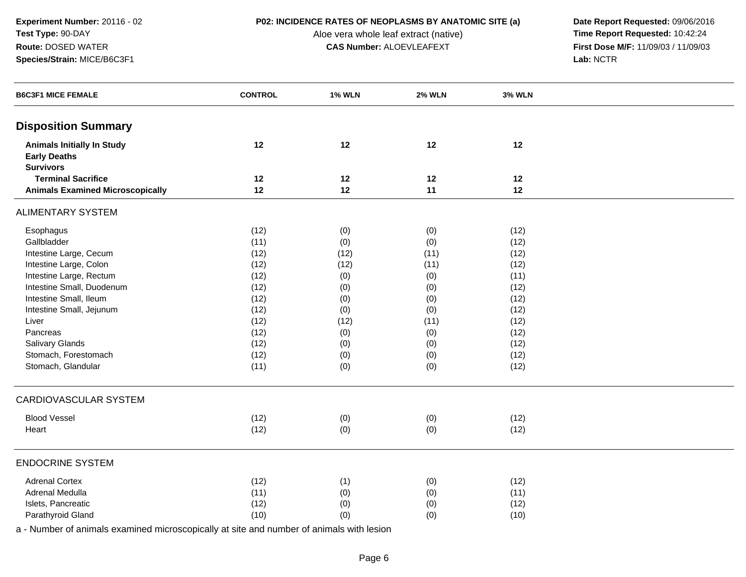**Experiment Number:** 20116 - 02
**Test Type:** 90-DAY
**Route:** DOSED WATER
**Species/Strain:** MICE/B6C3F1

**P02: INCIDENCE RATES OF NEOPLASMS BY ANATOMIC SITE (a)**
Aloe vera whole leaf extract (native)
**CAS Number:** ALOEVLEAFEXT

**Date Report Requested:** 09/06/2016
**Time Report Requested:** 10:42:24
**First Dose M/F:** 11/09/03 / 11/09/03
**Lab:** NCTR

| B6C3F1 MICE FEMALE | CONTROL | 1% WLN | 2% WLN | 3% WLN |
|---|---|---|---|---|
| **Disposition Summary** | | | | |
| **Animals Initially In Study** | **12** | **12** | **12** | **12** |
| **Early Deaths** | | | | |
| **Survivors** | | | | |
| **Terminal Sacrifice** | **12** | **12** | **12** | **12** |
| **Animals Examined Microscopically** | **12** | **12** | **11** | **12** |
| ALIMENTARY SYSTEM | | | | |
| Esophagus | (12) | (0) | (0) | (12) |
| Gallbladder | (11) | (0) | (0) | (12) |
| Intestine Large, Cecum | (12) | (12) | (11) | (12) |
| Intestine Large, Colon | (12) | (12) | (11) | (12) |
| Intestine Large, Rectum | (12) | (0) | (0) | (11) |
| Intestine Small, Duodenum | (12) | (0) | (0) | (12) |
| Intestine Small, Ileum | (12) | (0) | (0) | (12) |
| Intestine Small, Jejunum | (12) | (0) | (0) | (12) |
| Liver | (12) | (12) | (11) | (12) |
| Pancreas | (12) | (0) | (0) | (12) |
| Salivary Glands | (12) | (0) | (0) | (12) |
| Stomach, Forestomach | (12) | (0) | (0) | (12) |
| Stomach, Glandular | (11) | (0) | (0) | (12) |
| CARDIOVASCULAR SYSTEM | | | | |
| Blood Vessel | (12) | (0) | (0) | (12) |
| Heart | (12) | (0) | (0) | (12) |
| ENDOCRINE SYSTEM | | | | |
| Adrenal Cortex | (12) | (1) | (0) | (12) |
| Adrenal Medulla | (11) | (0) | (0) | (11) |
| Islets, Pancreatic | (12) | (0) | (0) | (12) |
| Parathyroid Gland | (10) | (0) | (0) | (10) |

a - Number of animals examined microscopically at site and number of animals with lesion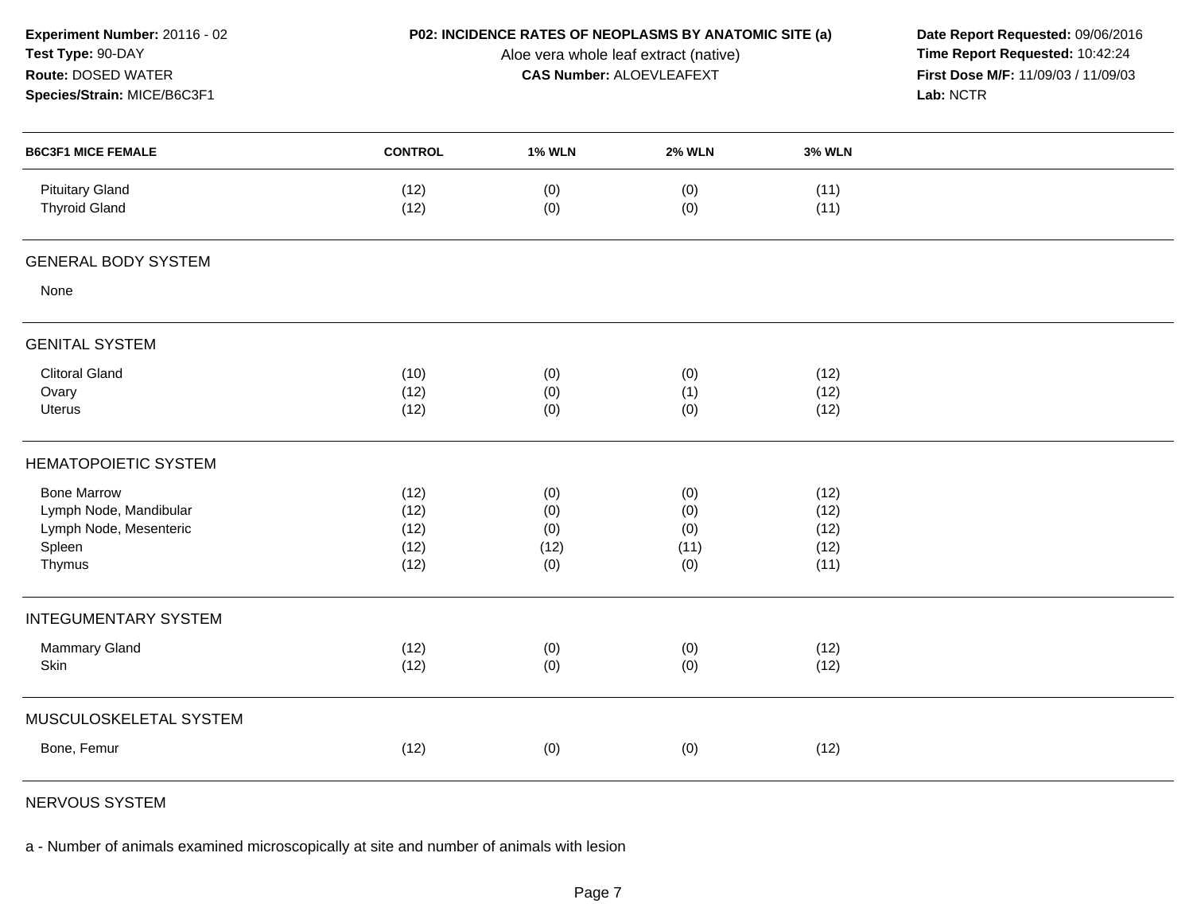**Experiment Number:** 20116 - 02
**Test Type:** 90-DAY
**Route:** DOSED WATER
**Species/Strain:** MICE/B6C3F1

**P02: INCIDENCE RATES OF NEOPLASMS BY ANATOMIC SITE (a)**
Aloe vera whole leaf extract (native)
**CAS Number:** ALOEVLEAFEXT

**Date Report Requested:** 09/06/2016
**Time Report Requested:** 10:42:24
**First Dose M/F:** 11/09/03 / 11/09/03
**Lab:** NCTR

| B6C3F1 MICE FEMALE | CONTROL | 1% WLN | 2% WLN | 3% WLN |
|---|---|---|---|---|
| Pituitary Gland | (12) | (0) | (0) | (11) |
| Thyroid Gland | (12) | (0) | (0) | (11) |
| **GENERAL BODY SYSTEM** | | | | |
| None | | | | |
| **GENITAL SYSTEM** | | | | |
| Clitoral Gland | (10) | (0) | (0) | (12) |
| Ovary | (12) | (0) | (1) | (12) |
| Uterus | (12) | (0) | (0) | (12) |
| **HEMATOPOIETIC SYSTEM** | | | | |
| Bone Marrow | (12) | (0) | (0) | (12) |
| Lymph Node, Mandibular | (12) | (0) | (0) | (12) |
| Lymph Node, Mesenteric | (12) | (0) | (0) | (12) |
| Spleen | (12) | (12) | (11) | (12) |
| Thymus | (12) | (0) | (0) | (11) |
| **INTEGUMENTARY SYSTEM** | | | | |
| Mammary Gland | (12) | (0) | (0) | (12) |
| Skin | (12) | (0) | (0) | (12) |
| **MUSCULOSKELETAL SYSTEM** | | | | |
| Bone, Femur | (12) | (0) | (0) | (12) |
| **NERVOUS SYSTEM** | | | | |

a - Number of animals examined microscopically at site and number of animals with lesion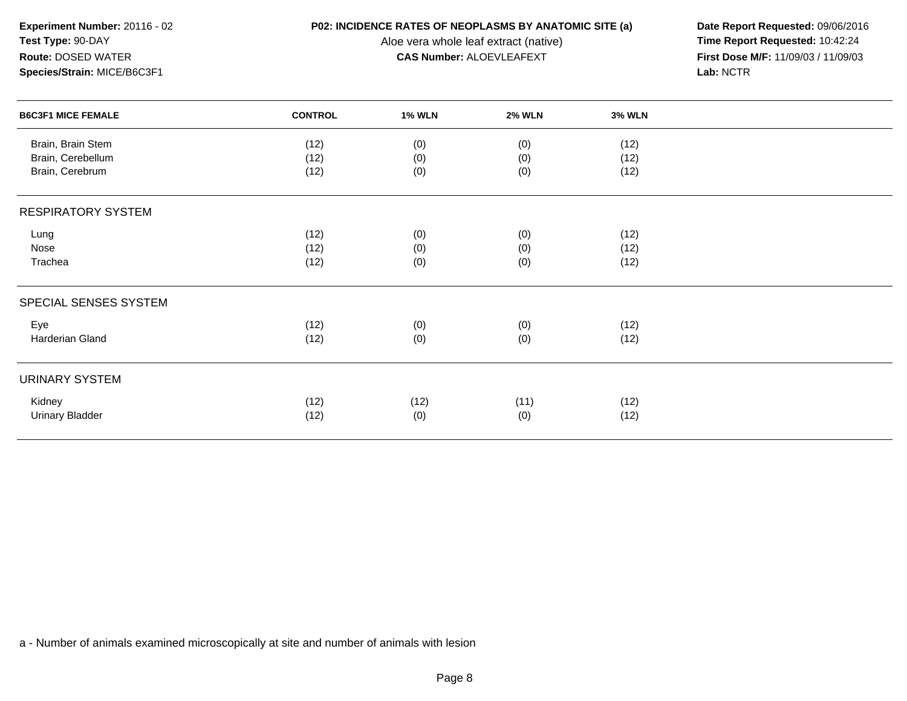**Experiment Number:** 20116 - 02
**Test Type:** 90-DAY
**Route:** DOSED WATER
**Species/Strain:** MICE/B6C3F1

**P02: INCIDENCE RATES OF NEOPLASMS BY ANATOMIC SITE (a)**
Aloe vera whole leaf extract (native)
**CAS Number:** ALOEVLEAFEXT

**Date Report Requested:** 09/06/2016
**Time Report Requested:** 10:42:24
**First Dose M/F:** 11/09/03 / 11/09/03
**Lab:** NCTR

| B6C3F1 MICE FEMALE | CONTROL | 1% WLN | 2% WLN | 3% WLN |
|---|---|---|---|---|
| Brain, Brain Stem | (12) | (0) | (0) | (12) |
| Brain, Cerebellum | (12) | (0) | (0) | (12) |
| Brain, Cerebrum | (12) | (0) | (0) | (12) |
| **RESPIRATORY SYSTEM** | | | | |
| Lung | (12) | (0) | (0) | (12) |
| Nose | (12) | (0) | (0) | (12) |
| Trachea | (12) | (0) | (0) | (12) |
| **SPECIAL SENSES SYSTEM** | | | | |
| Eye | (12) | (0) | (0) | (12) |
| Harderian Gland | (12) | (0) | (0) | (12) |
| **URINARY SYSTEM** | | | | |
| Kidney | (12) | (12) | (11) | (12) |
| Urinary Bladder | (12) | (0) | (0) | (12) |

a - Number of animals examined microscopically at site and number of animals with lesion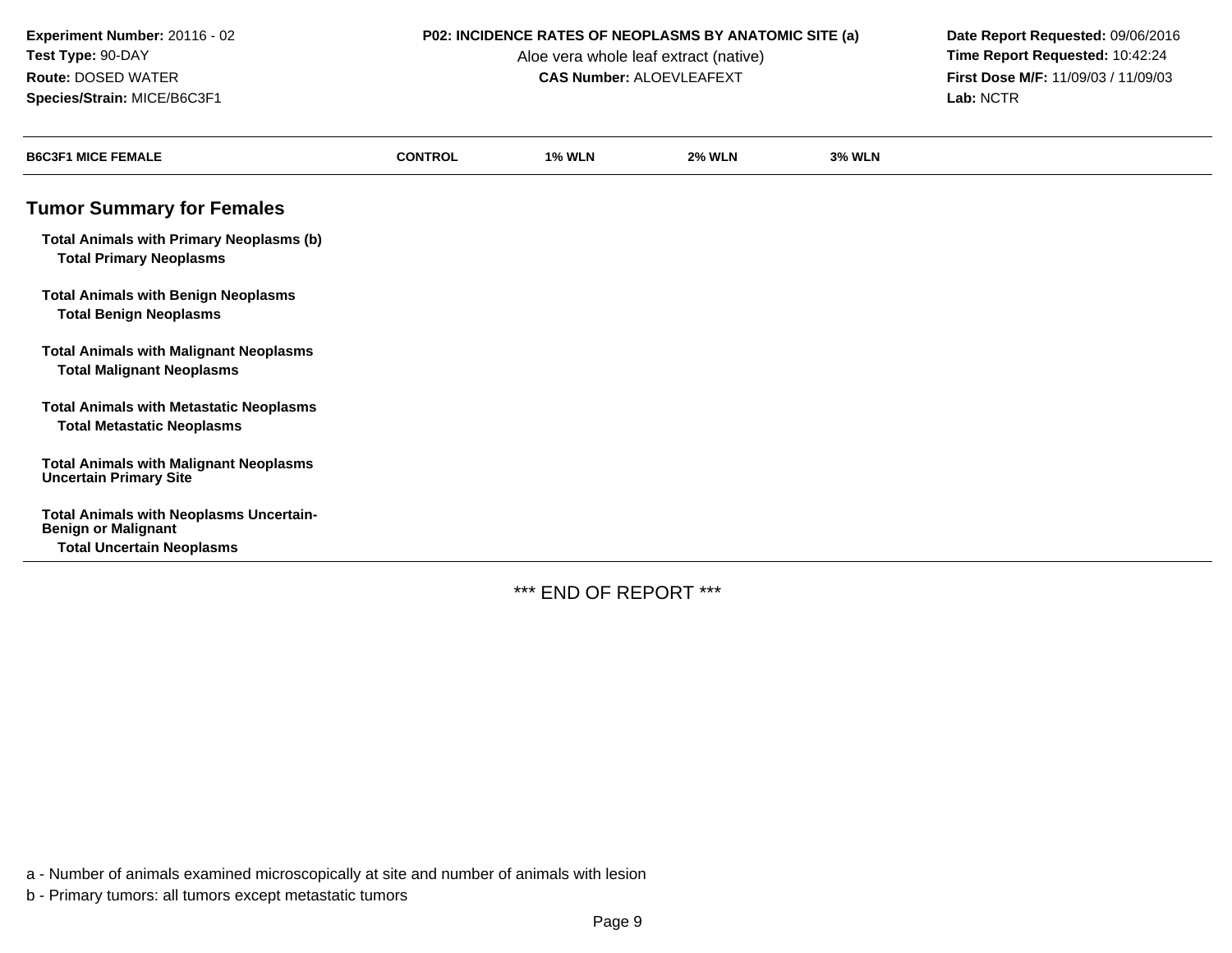**Experiment Number:** 20116 - 02
**Test Type:** 90-DAY
**Route:** DOSED WATER
**Species/Strain:** MICE/B6C3F1

**P02: INCIDENCE RATES OF NEOPLASMS BY ANATOMIC SITE (a)**
Aloe vera whole leaf extract (native)
**CAS Number:** ALOEVLEAFEXT

**Date Report Requested:** 09/06/2016
**Time Report Requested:** 10:42:24
**First Dose M/F:** 11/09/03 / 11/09/03
**Lab:** NCTR

| B6C3F1 MICE FEMALE | CONTROL | 1% WLN | 2% WLN | 3% WLN |
|---|---|---|---|---|
| **Tumor Summary for Females** | | | | |
| **Total Animals with Primary Neoplasms (b)** | | | | |
| **Total Primary Neoplasms** | | | | |
| **Total Animals with Benign Neoplasms** | | | | |
| **Total Benign Neoplasms** | | | | |
| **Total Animals with Malignant Neoplasms** | | | | |
| **Total Malignant Neoplasms** | | | | |
| **Total Animals with Metastatic Neoplasms** | | | | |
| **Total Metastatic Neoplasms** | | | | |
| **Total Animals with Malignant Neoplasms Uncertain Primary Site** | | | | |
| **Total Animals with Neoplasms Uncertain-Benign or Malignant** | | | | |
| **Total Uncertain Neoplasms** | | | | |

*** END OF REPORT ***

a - Number of animals examined microscopically at site and number of animals with lesion

b - Primary tumors: all tumors except metastatic tumors